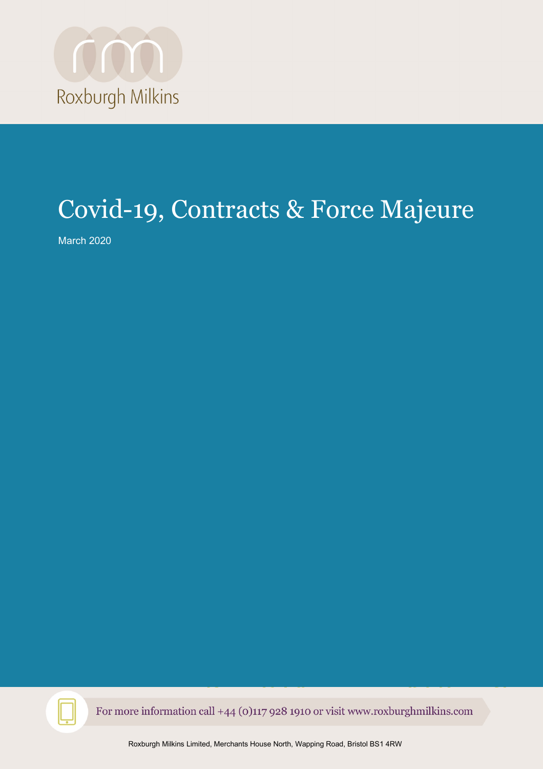Roxburgh Milkins

# Covid-19, Contracts & Force Majeure

March 2020

For more information call +44 (0)117 928 1910 or visit www.roxburghmilkins.com

Roxburgh Milkins Limited, Merchants House North, Wapping Road, Bristol BS1 4RW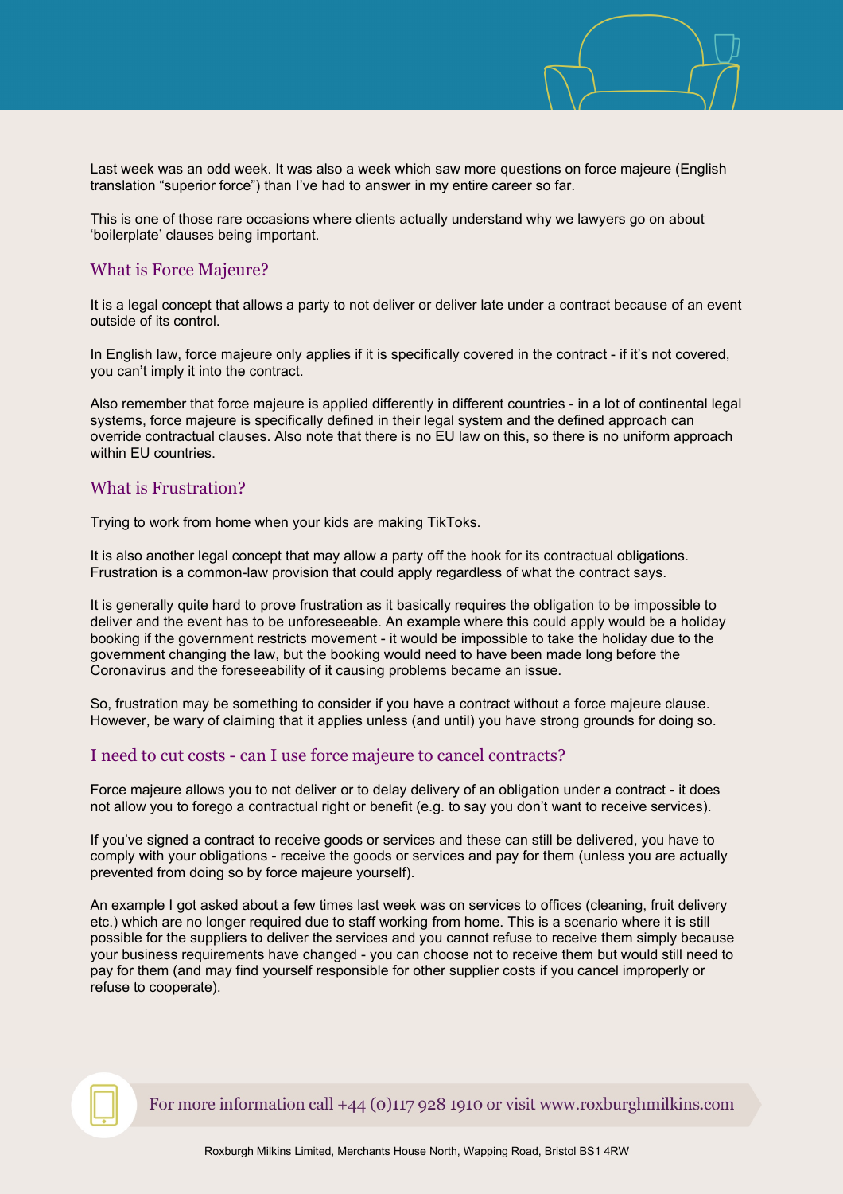Last week was an odd week. It was also a week which saw more questions on force majeure (English translation “superior force”) than I’ve had to answer in my entire career so far.

This is one of those rare occasions where clients actually understand why we lawyers go on about ‘boilerplate’ clauses being important.

## What is Force Majeure?

It is a legal concept that allows a party to not deliver or deliver late under a contract because of an event outside of its control.

In English law, force majeure only applies if it is specifically covered in the contract - if it’s not covered, you can’t imply it into the contract.

Also remember that force majeure is applied differently in different countries - in a lot of continental legal systems, force majeure is specifically defined in their legal system and the defined approach can override contractual clauses. Also note that there is no EU law on this, so there is no uniform approach within EU countries.

## What is Frustration?

Trying to work from home when your kids are making TikToks.

It is also another legal concept that may allow a party off the hook for its contractual obligations. Frustration is a common-law provision that could apply regardless of what the contract says.

It is generally quite hard to prove frustration as it basically requires the obligation to be impossible to deliver and the event has to be unforeseeable. An example where this could apply would be a holiday booking if the government restricts movement - it would be impossible to take the holiday due to the government changing the law, but the booking would need to have been made long before the Coronavirus and the foreseeability of it causing problems became an issue.

So, frustration may be something to consider if you have a contract without a force majeure clause. However, be wary of claiming that it applies unless (and until) you have strong grounds for doing so.

## I need to cut costs - can I use force majeure to cancel contracts?

Force majeure allows you to not deliver or to delay delivery of an obligation under a contract - it does not allow you to forego a contractual right or benefit (e.g. to say you don’t want to receive services).

If you’ve signed a contract to receive goods or services and these can still be delivered, you have to comply with your obligations - receive the goods or services and pay for them (unless you are actually prevented from doing so by force majeure yourself).

An example I got asked about a few times last week was on services to offices (cleaning, fruit delivery etc.) which are no longer required due to staff working from home. This is a scenario where it is still possible for the suppliers to deliver the services and you cannot refuse to receive them simply because your business requirements have changed - you can choose not to receive them but would still need to pay for them (and may find yourself responsible for other supplier costs if you cancel improperly or refuse to cooperate).

For more information call +44 (0)117 928 1910 or visit www.roxburghmilkins.com

Roxburgh Milkins Limited, Merchants House North, Wapping Road, Bristol BS1 4RW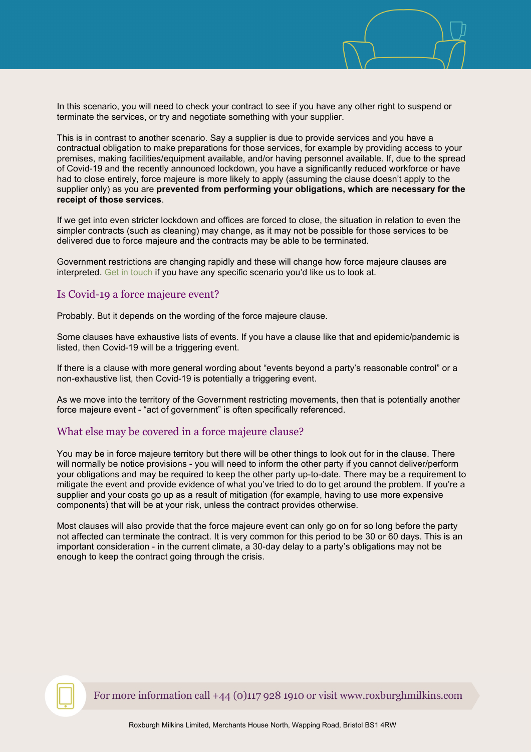In this scenario, you will need to check your contract to see if you have any other right to suspend or terminate the services, or try and negotiate something with your supplier.

This is in contrast to another scenario. Say a supplier is due to provide services and you have a contractual obligation to make preparations for those services, for example by providing access to your premises, making facilities/equipment available, and/or having personnel available. If, due to the spread of Covid-19 and the recently announced lockdown, you have a significantly reduced workforce or have had to close entirely, force majeure is more likely to apply (assuming the clause doesn't apply to the supplier only) as you are **prevented from performing your obligations, which are necessary for the receipt of those services**.

If we get into even stricter lockdown and offices are forced to close, the situation in relation to even the simpler contracts (such as cleaning) may change, as it may not be possible for those services to be delivered due to force majeure and the contracts may be able to be terminated.

Government restrictions are changing rapidly and these will change how force majeure clauses are interpreted. Get in touch if you have any specific scenario you'd like us to look at.

## Is Covid-19 a force majeure event?

Probably. But it depends on the wording of the force majeure clause.

Some clauses have exhaustive lists of events. If you have a clause like that and epidemic/pandemic is listed, then Covid-19 will be a triggering event.

If there is a clause with more general wording about "events beyond a party's reasonable control" or a non-exhaustive list, then Covid-19 is potentially a triggering event.

As we move into the territory of the Government restricting movements, then that is potentially another force majeure event - "act of government" is often specifically referenced.

## What else may be covered in a force majeure clause?

You may be in force majeure territory but there will be other things to look out for in the clause. There will normally be notice provisions - you will need to inform the other party if you cannot deliver/perform your obligations and may be required to keep the other party up-to-date. There may be a requirement to mitigate the event and provide evidence of what you've tried to do to get around the problem. If you're a supplier and your costs go up as a result of mitigation (for example, having to use more expensive components) that will be at your risk, unless the contract provides otherwise.

Most clauses will also provide that the force majeure event can only go on for so long before the party not affected can terminate the contract. It is very common for this period to be 30 or 60 days. This is an important consideration - in the current climate, a 30-day delay to a party's obligations may not be enough to keep the contract going through the crisis.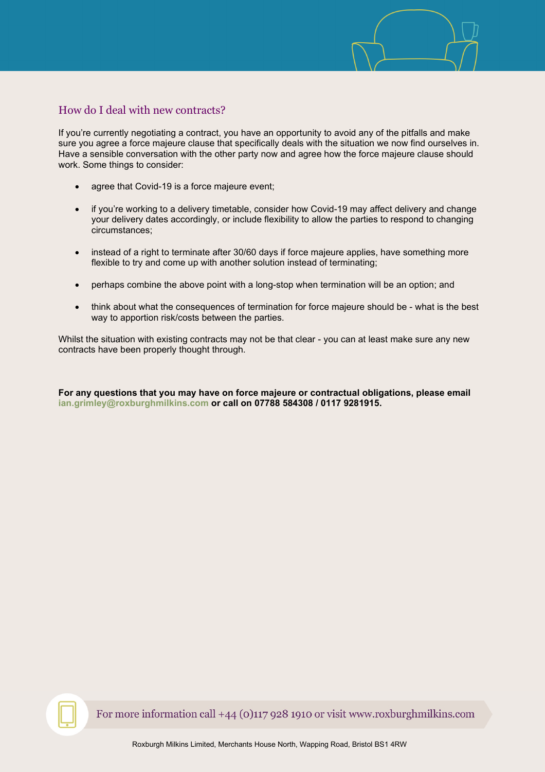## How do I deal with new contracts?

If you're currently negotiating a contract, you have an opportunity to avoid any of the pitfalls and make sure you agree a force majeure clause that specifically deals with the situation we now find ourselves in. Have a sensible conversation with the other party now and agree how the force majeure clause should work. Some things to consider:

- agree that Covid-19 is a force majeure event;
- if you're working to a delivery timetable, consider how Covid-19 may affect delivery and change your delivery dates accordingly, or include flexibility to allow the parties to respond to changing circumstances;
- instead of a right to terminate after 30/60 days if force majeure applies, have something more flexible to try and come up with another solution instead of terminating;
- perhaps combine the above point with a long-stop when termination will be an option; and
- think about what the consequences of termination for force majeure should be - what is the best way to apportion risk/costs between the parties.

Whilst the situation with existing contracts may not be that clear - you can at least make sure any new contracts have been properly thought through.

**For any questions that you may have on force majeure or contractual obligations, please email ian.grimley@roxburghmilkins.com or call on 07788 584308 / 0117 9281915.**

For more information call +44 (0)117 928 1910 or visit www.roxburghmilkins.com

Roxburgh Milkins Limited, Merchants House North, Wapping Road, Bristol BS1 4RW